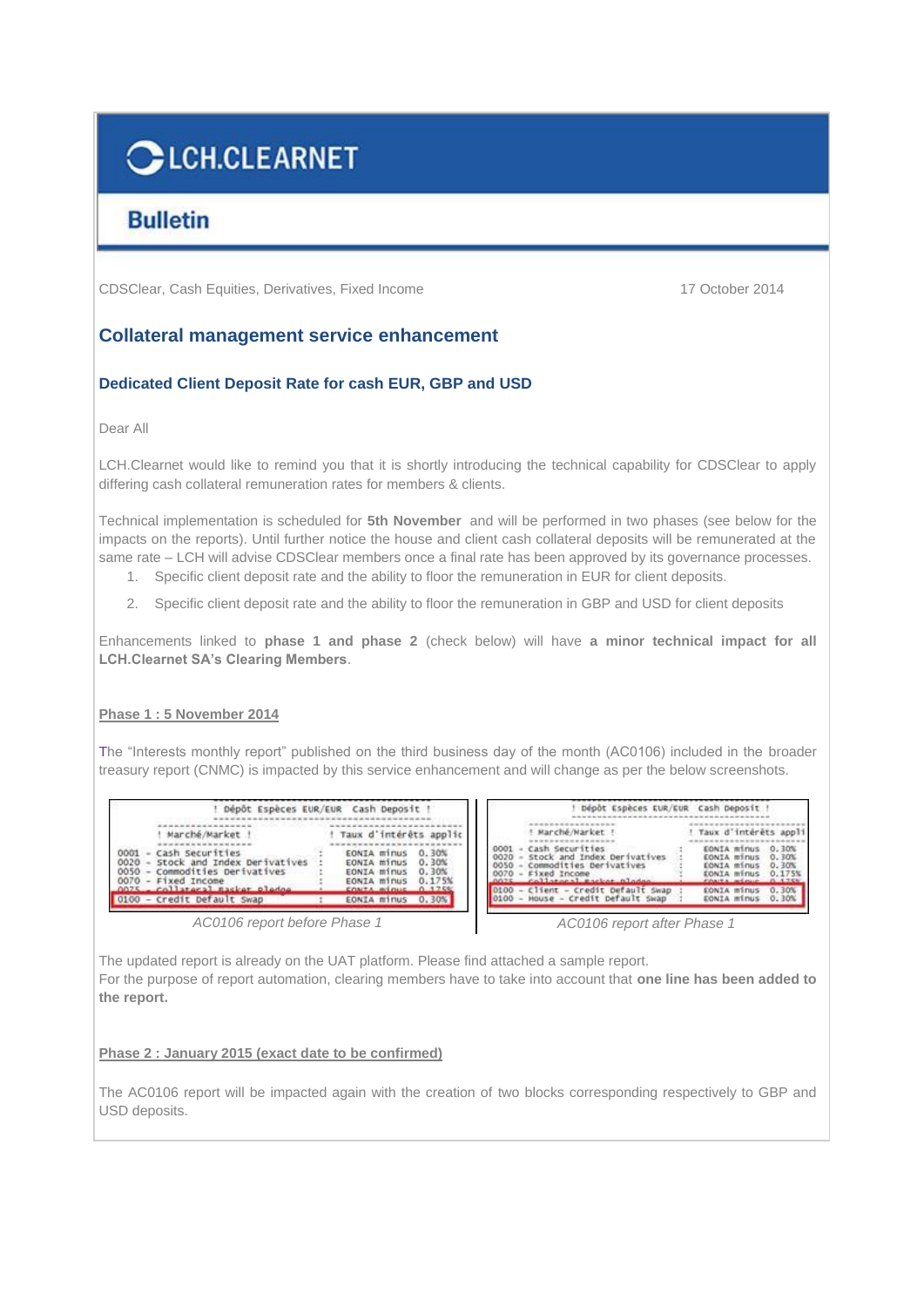# LCH.CLEARNET

## Bulletin

CDSClear, Cash Equities, Derivatives, Fixed Income

17 October 2014

## Collateral management service enhancement

### Dedicated Client Deposit Rate for cash EUR, GBP and USD

Dear All

LCH.Clearnet would like to remind you that it is shortly introducing the technical capability for CDSClear to apply differing cash collateral remuneration rates for members & clients.

Technical implementation is scheduled for **5th November** and will be performed in two phases (see below for the impacts on the reports). Until further notice the house and client cash collateral deposits will be remunerated at the same rate – LCH will advise CDSClear members once a final rate has been approved by its governance processes.

1. Specific client deposit rate and the ability to floor the remuneration in EUR for client deposits.
2. Specific client deposit rate and the ability to floor the remuneration in GBP and USD for client deposits

Enhancements linked to **phase 1 and phase 2** (check below) will have **a minor technical impact for all LCH.Clearnet SA's Clearing Members**.

**Phase 1 : 5 November 2014**

The "Interests monthly report" published on the third business day of the month (AC0106) included in the broader treasury report (CNMC) is impacted by this service enhancement and will change as per the below screenshots.

```
! Dépôt Espèces EUR/EUR  Cash Deposit !

! Marché/Market !                         ! Taux d'intérêts applic
0001 - Cash Securities                 :  EONIA minus  0.30%
0020 - Stock and Index Derivatives     :  EONIA minus  0.30%
0050 - Commodities Derivatives         :  EONIA minus  0.30%
0070 - Fixed Income                    :  EONIA minus  0.175%
0075 - Collateral Basket pledge        :  EONIA minus  0.175%
0100 - Credit Default Swap             :  EONIA minus  0.30%
```

*AC0106 report before Phase 1*

```
! Dépôt Espèces EUR/EUR  Cash Deposit !

! Marché/Market !                         ! Taux d'intérêts appli
0001 - Cash Securities                 :  EONIA minus  0.30%
0020 - Stock and Index Derivatives     :  EONIA minus  0.30%
0050 - Commodities Derivatives         :  EONIA minus  0.30%
0070 - Fixed Income                    :  EONIA minus  0.175%
0075 - Collateral Basket pledge        :  EONIA minus  0.175%
0100 - Client - Credit Default Swap    :  EONIA minus  0.30%
0100 - House - Credit Default Swap     :  EONIA minus  0.30%
```

*AC0106 report after Phase 1*

The updated report is already on the UAT platform. Please find attached a sample report.
For the purpose of report automation, clearing members have to take into account that **one line has been added to the report.**

**Phase 2 : January 2015 (exact date to be confirmed)**

The AC0106 report will be impacted again with the creation of two blocks corresponding respectively to GBP and USD deposits.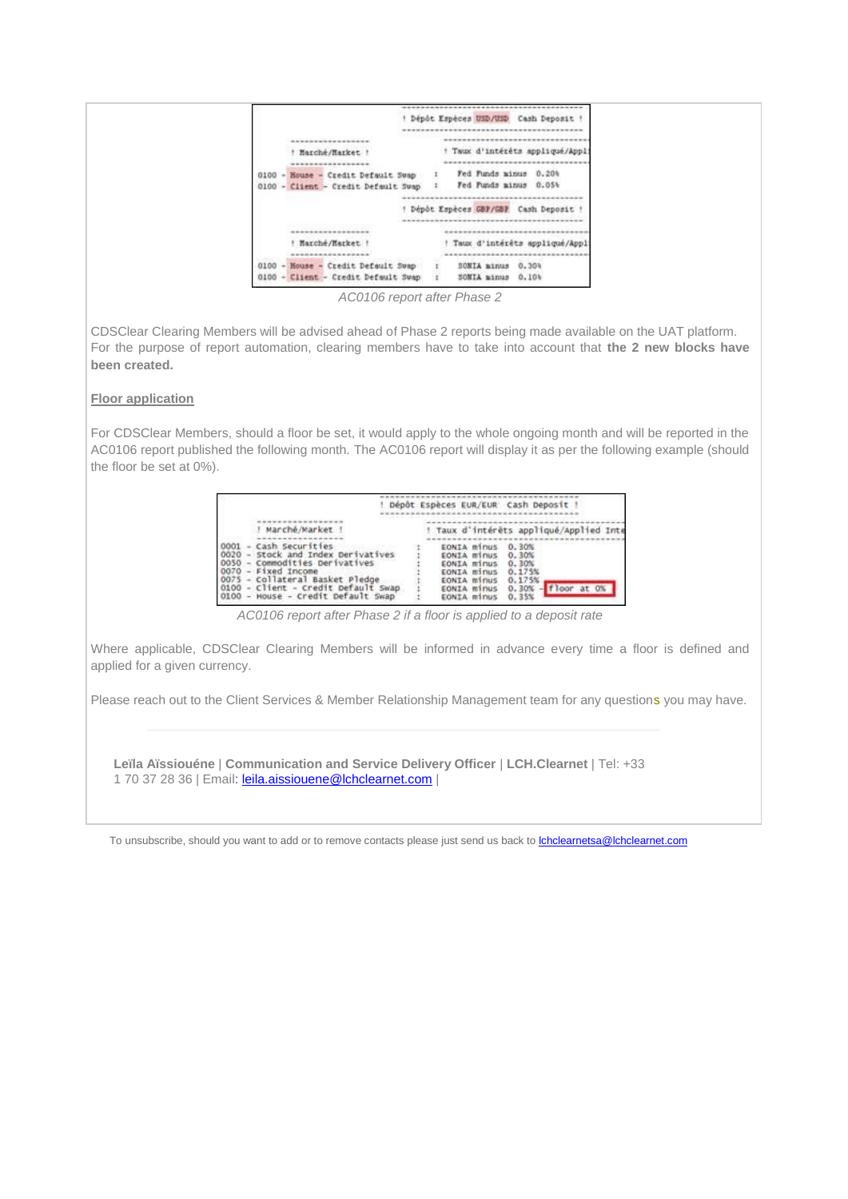```
---------------------------------------------
! Dépôt Espèces USD/USD   Cash Deposit !
---------------------------------------------
------------------                ----------------------------------
! Marché/Market !                 ! Taux d'intérêts appliqué/Appl
------------------                ----------------------------------
0100 - House - Credit Default Swap    :    Fed Funds minus  0.20%
0100 - Client - Credit Default Swap   :    Fed Funds minus  0.05%
---------------------------------------------
! Dépôt Espèces GBP/GBP   Cash Deposit !
---------------------------------------------
------------------                ----------------------------------
! Marché/Market !                 ! Taux d'intérêts appliqué/Appl
------------------                ----------------------------------
0100 - House - Credit Default Swap    :    SONIA minus  0.30%
0100 - Client - Credit Default Swap   :    SONIA minus  0.10%
```

*AC0106 report after Phase 2*

CDSClear Clearing Members will be advised ahead of Phase 2 reports being made available on the UAT platform. For the purpose of report automation, clearing members have to take into account that **the 2 new blocks have been created.**

**Floor application**

For CDSClear Members, should a floor be set, it would apply to the whole ongoing month and will be reported in the AC0106 report published the following month. The AC0106 report will display it as per the following example (should the floor be set at 0%).

```
                    ---------------------------------------------
                    ! Dépôt Espèces EUR/EUR   Cash Deposit !
                    ---------------------------------------------
------------------                  ------------------------------------
! Marché/Market !                   ! Taux d'intérêts appliqué/Applied Inte
------------------                  ------------------------------------
0001 - Cash Securities                :    EONIA minus  0.30%
0020 - Stock and Index Derivatives    :    EONIA minus  0.30%
0050 - Commodities Derivatives        :    EONIA minus  0.30%
0070 - Fixed Income                   :    EONIA minus  0.175%
0075 - Collateral Basket Pledge       :    EONIA minus  0.175%
0100 - Client - Credit Default Swap   :    EONIA minus  0.30% - floor at 0%
0100 - House - Credit Default Swap    :    EONIA minus  0.35%
```

*AC0106 report after Phase 2 if a floor is applied to a deposit rate*

Where applicable, CDSClear Clearing Members will be informed in advance every time a floor is defined and applied for a given currency.

Please reach out to the Client Services & Member Relationship Management team for any questions you may have.

---

**Leïla Aïssiouéne** | **Communication and Service Delivery Officer** | **LCH.Clearnet** | Tel: +33 1 70 37 28 36 | Email: [leila.aissiouene@lchclearnet.com](mailto:leila.aissiouene@lchclearnet.com) |

To unsubscribe, should you want to add or to remove contacts please just send us back to [lchclearnetsa@lchclearnet.com](mailto:lchclearnetsa@lchclearnet.com)